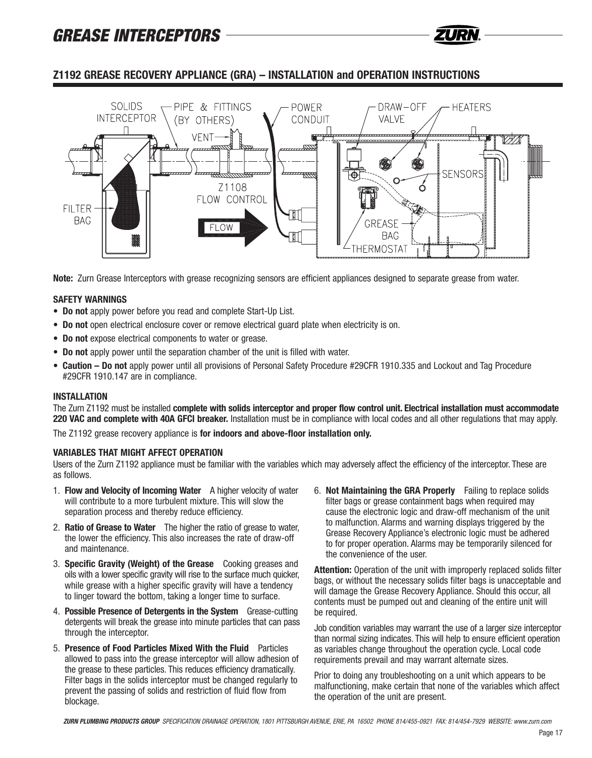# GREASE INTERCEPTORS

## Z1192 GREASE RECOVERY APPLIANCE (GRA) – INSTALLATION and OPERATION INSTRUCTIONS

**Note:** Zurn Grease Interceptors with grease recognizing sensors are efficient appliances designed to separate grease from water.

### SAFETY WARNINGS

- **Do not** apply power before you read and complete Start-Up List.
- **Do not** open electrical enclosure cover or remove electrical guard plate when electricity is on.
- **Do not** expose electrical components to water or grease.
- **Do not** apply power until the separation chamber of the unit is filled with water.
- **Caution – Do not** apply power until all provisions of Personal Safety Procedure #29CFR 1910.335 and Lockout and Tag Procedure #29CFR 1910.147 are in compliance.

### INSTALLATION

The Zurn Z1192 must be installed **complete with solids interceptor and proper flow control unit. Electrical installation must accommodate 220 VAC and complete with 40A GFCI breaker.** Installation must be in compliance with local codes and all other regulations that may apply.

The Z1192 grease recovery appliance is **for indoors and above-floor installation only.**

### VARIABLES THAT MIGHT AFFECT OPERATION

Users of the Zurn Z1192 appliance must be familiar with the variables which may adversely affect the efficiency of the interceptor. These are as follows.

1. **Flow and Velocity of Incoming Water** A higher velocity of water will contribute to a more turbulent mixture. This will slow the separation process and thereby reduce efficiency.
2. **Ratio of Grease to Water** The higher the ratio of grease to water, the lower the efficiency. This also increases the rate of draw-off and maintenance.
3. **Specific Gravity (Weight) of the Grease** Cooking greases and oils with a lower specific gravity will rise to the surface much quicker, while grease with a higher specific gravity will have a tendency to linger toward the bottom, taking a longer time to surface.
4. **Possible Presence of Detergents in the System** Grease-cutting detergents will break the grease into minute particles that can pass through the interceptor.
5. **Presence of Food Particles Mixed With the Fluid** Particles allowed to pass into the grease interceptor will allow adhesion of the grease to these particles. This reduces efficiency dramatically. Filter bags in the solids interceptor must be changed regularly to prevent the passing of solids and restriction of fluid flow from blockage.
6. **Not Maintaining the GRA Properly** Failing to replace solids filter bags or grease containment bags when required may cause the electronic logic and draw-off mechanism of the unit to malfunction. Alarms and warning displays triggered by the Grease Recovery Appliance's electronic logic must be adhered to for proper operation. Alarms may be temporarily silenced for the convenience of the user.

**Attention:** Operation of the unit with improperly replaced solids filter bags, or without the necessary solids filter bags is unacceptable and will damage the Grease Recovery Appliance. Should this occur, all contents must be pumped out and cleaning of the entire unit will be required.

Job condition variables may warrant the use of a larger size interceptor than normal sizing indicates. This will help to ensure efficient operation as variables change throughout the operation cycle. Local code requirements prevail and may warrant alternate sizes.

Prior to doing any troubleshooting on a unit which appears to be malfunctioning, make certain that none of the variables which affect the operation of the unit are present.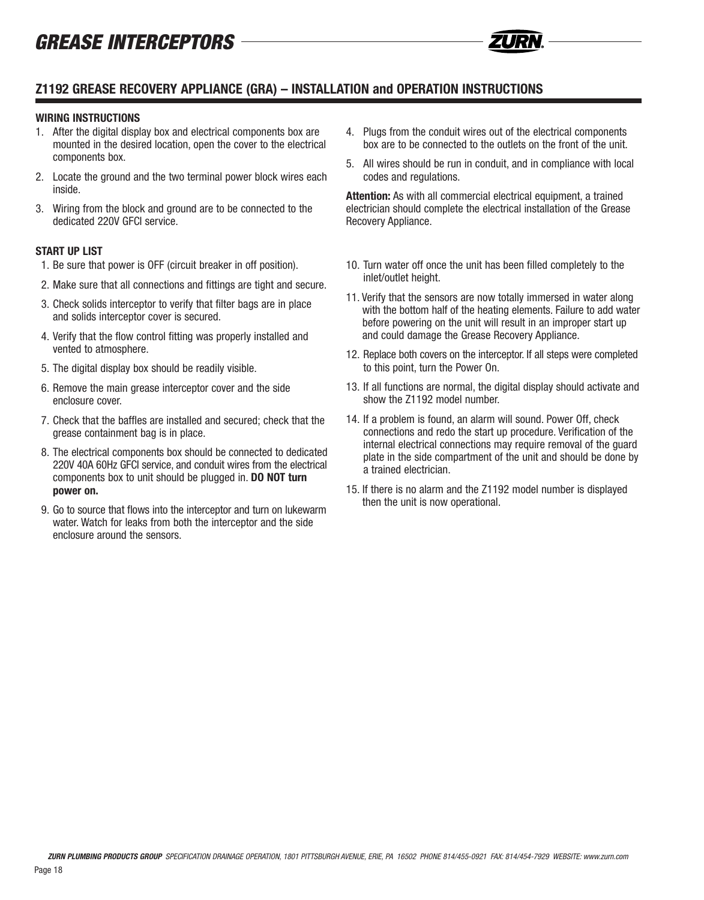## Z1192 GREASE RECOVERY APPLIANCE (GRA) – INSTALLATION and OPERATION INSTRUCTIONS

### WIRING INSTRUCTIONS

1. After the digital display box and electrical components box are mounted in the desired location, open the cover to the electrical components box.
2. Locate the ground and the two terminal power block wires each inside.
3. Wiring from the block and ground are to be connected to the dedicated 220V GFCI service.
4. Plugs from the conduit wires out of the electrical components box are to be connected to the outlets on the front of the unit.
5. All wires should be run in conduit, and in compliance with local codes and regulations.

**Attention:** As with all commercial electrical equipment, a trained electrician should complete the electrical installation of the Grease Recovery Appliance.

### START UP LIST

1. Be sure that power is OFF (circuit breaker in off position).
2. Make sure that all connections and fittings are tight and secure.
3. Check solids interceptor to verify that filter bags are in place and solids interceptor cover is secured.
4. Verify that the flow control fitting was properly installed and vented to atmosphere.
5. The digital display box should be readily visible.
6. Remove the main grease interceptor cover and the side enclosure cover.
7. Check that the baffles are installed and secured; check that the grease containment bag is in place.
8. The electrical components box should be connected to dedicated 220V 40A 60Hz GFCI service, and conduit wires from the electrical components box to unit should be plugged in. **DO NOT turn power on.**
9. Go to source that flows into the interceptor and turn on lukewarm water. Watch for leaks from both the interceptor and the side enclosure around the sensors.
10. Turn water off once the unit has been filled completely to the inlet/outlet height.
11. Verify that the sensors are now totally immersed in water along with the bottom half of the heating elements. Failure to add water before powering on the unit will result in an improper start up and could damage the Grease Recovery Appliance.
12. Replace both covers on the interceptor. If all steps were completed to this point, turn the Power On.
13. If all functions are normal, the digital display should activate and show the Z1192 model number.
14. If a problem is found, an alarm will sound. Power Off, check connections and redo the start up procedure. Verification of the internal electrical connections may require removal of the guard plate in the side compartment of the unit and should be done by a trained electrician.
15. If there is no alarm and the Z1192 model number is displayed then the unit is now operational.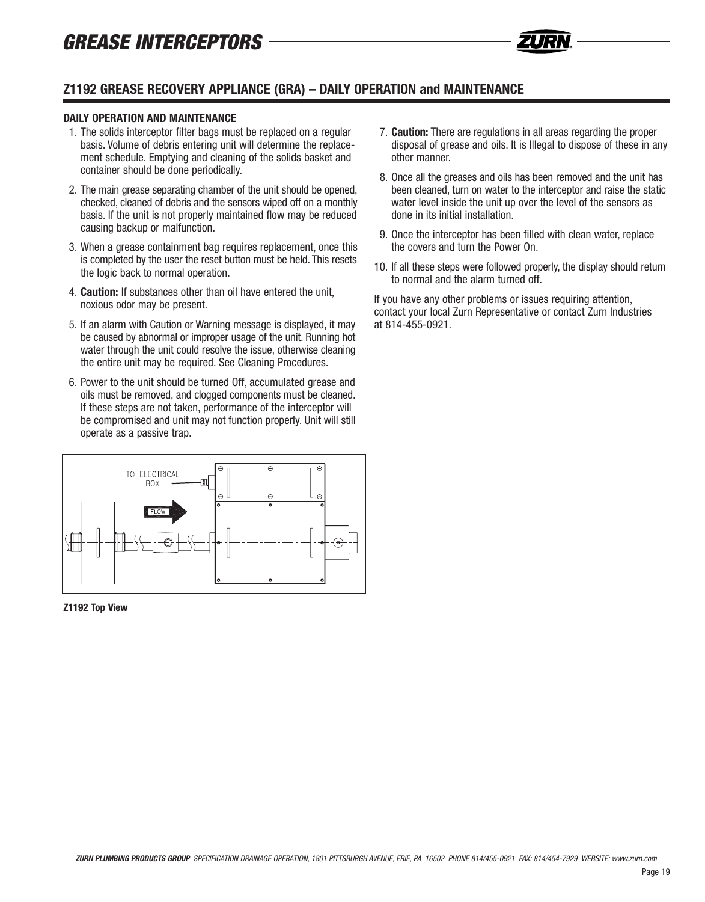## Z1192 GREASE RECOVERY APPLIANCE (GRA) – DAILY OPERATION and MAINTENANCE

### DAILY OPERATION AND MAINTENANCE

1. The solids interceptor filter bags must be replaced on a regular basis. Volume of debris entering unit will determine the replacement schedule. Emptying and cleaning of the solids basket and container should be done periodically.
2. The main grease separating chamber of the unit should be opened, checked, cleaned of debris and the sensors wiped off on a monthly basis. If the unit is not properly maintained flow may be reduced causing backup or malfunction.
3. When a grease containment bag requires replacement, once this is completed by the user the reset button must be held. This resets the logic back to normal operation.
4. **Caution:** If substances other than oil have entered the unit, noxious odor may be present.
5. If an alarm with Caution or Warning message is displayed, it may be caused by abnormal or improper usage of the unit. Running hot water through the unit could resolve the issue, otherwise cleaning the entire unit may be required. See Cleaning Procedures.
6. Power to the unit should be turned Off, accumulated grease and oils must be removed, and clogged components must be cleaned. If these steps are not taken, performance of the interceptor will be compromised and unit may not function properly. Unit will still operate as a passive trap.
7. **Caution:** There are regulations in all areas regarding the proper disposal of grease and oils. It is Illegal to dispose of these in any other manner.
8. Once all the greases and oils has been removed and the unit has been cleaned, turn on water to the interceptor and raise the static water level inside the unit up over the level of the sensors as done in its initial installation.
9. Once the interceptor has been filled with clean water, replace the covers and turn the Power On.
10. If all these steps were followed properly, the display should return to normal and the alarm turned off.

If you have any other problems or issues requiring attention, contact your local Zurn Representative or contact Zurn Industries at 814-455-0921.

TO ELECTRICAL BOX

FLOW

**Z1192 Top View**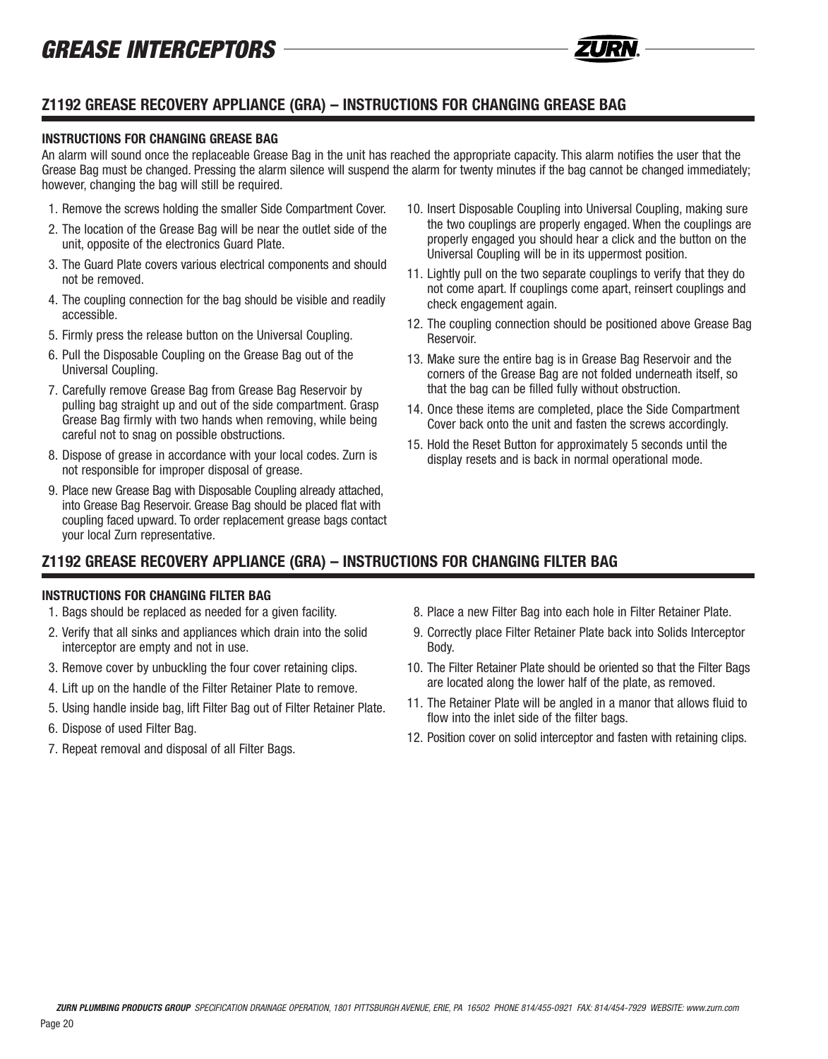## Z1192 GREASE RECOVERY APPLIANCE (GRA) – INSTRUCTIONS FOR CHANGING GREASE BAG

### INSTRUCTIONS FOR CHANGING GREASE BAG

An alarm will sound once the replaceable Grease Bag in the unit has reached the appropriate capacity. This alarm notifies the user that the Grease Bag must be changed. Pressing the alarm silence will suspend the alarm for twenty minutes if the bag cannot be changed immediately; however, changing the bag will still be required.

1. Remove the screws holding the smaller Side Compartment Cover.
2. The location of the Grease Bag will be near the outlet side of the unit, opposite of the electronics Guard Plate.
3. The Guard Plate covers various electrical components and should not be removed.
4. The coupling connection for the bag should be visible and readily accessible.
5. Firmly press the release button on the Universal Coupling.
6. Pull the Disposable Coupling on the Grease Bag out of the Universal Coupling.
7. Carefully remove Grease Bag from Grease Bag Reservoir by pulling bag straight up and out of the side compartment. Grasp Grease Bag firmly with two hands when removing, while being careful not to snag on possible obstructions.
8. Dispose of grease in accordance with your local codes. Zurn is not responsible for improper disposal of grease.
9. Place new Grease Bag with Disposable Coupling already attached, into Grease Bag Reservoir. Grease Bag should be placed flat with coupling faced upward. To order replacement grease bags contact your local Zurn representative.
10. Insert Disposable Coupling into Universal Coupling, making sure the two couplings are properly engaged. When the couplings are properly engaged you should hear a click and the button on the Universal Coupling will be in its uppermost position.
11. Lightly pull on the two separate couplings to verify that they do not come apart. If couplings come apart, reinsert couplings and check engagement again.
12. The coupling connection should be positioned above Grease Bag Reservoir.
13. Make sure the entire bag is in Grease Bag Reservoir and the corners of the Grease Bag are not folded underneath itself, so that the bag can be filled fully without obstruction.
14. Once these items are completed, place the Side Compartment Cover back onto the unit and fasten the screws accordingly.
15. Hold the Reset Button for approximately 5 seconds until the display resets and is back in normal operational mode.

## Z1192 GREASE RECOVERY APPLIANCE (GRA) – INSTRUCTIONS FOR CHANGING FILTER BAG

### INSTRUCTIONS FOR CHANGING FILTER BAG

1. Bags should be replaced as needed for a given facility.
2. Verify that all sinks and appliances which drain into the solid interceptor are empty and not in use.
3. Remove cover by unbuckling the four cover retaining clips.
4. Lift up on the handle of the Filter Retainer Plate to remove.
5. Using handle inside bag, lift Filter Bag out of Filter Retainer Plate.
6. Dispose of used Filter Bag.
7. Repeat removal and disposal of all Filter Bags.
8. Place a new Filter Bag into each hole in Filter Retainer Plate.
9. Correctly place Filter Retainer Plate back into Solids Interceptor Body.
10. The Filter Retainer Plate should be oriented so that the Filter Bags are located along the lower half of the plate, as removed.
11. The Retainer Plate will be angled in a manor that allows fluid to flow into the inlet side of the filter bags.
12. Position cover on solid interceptor and fasten with retaining clips.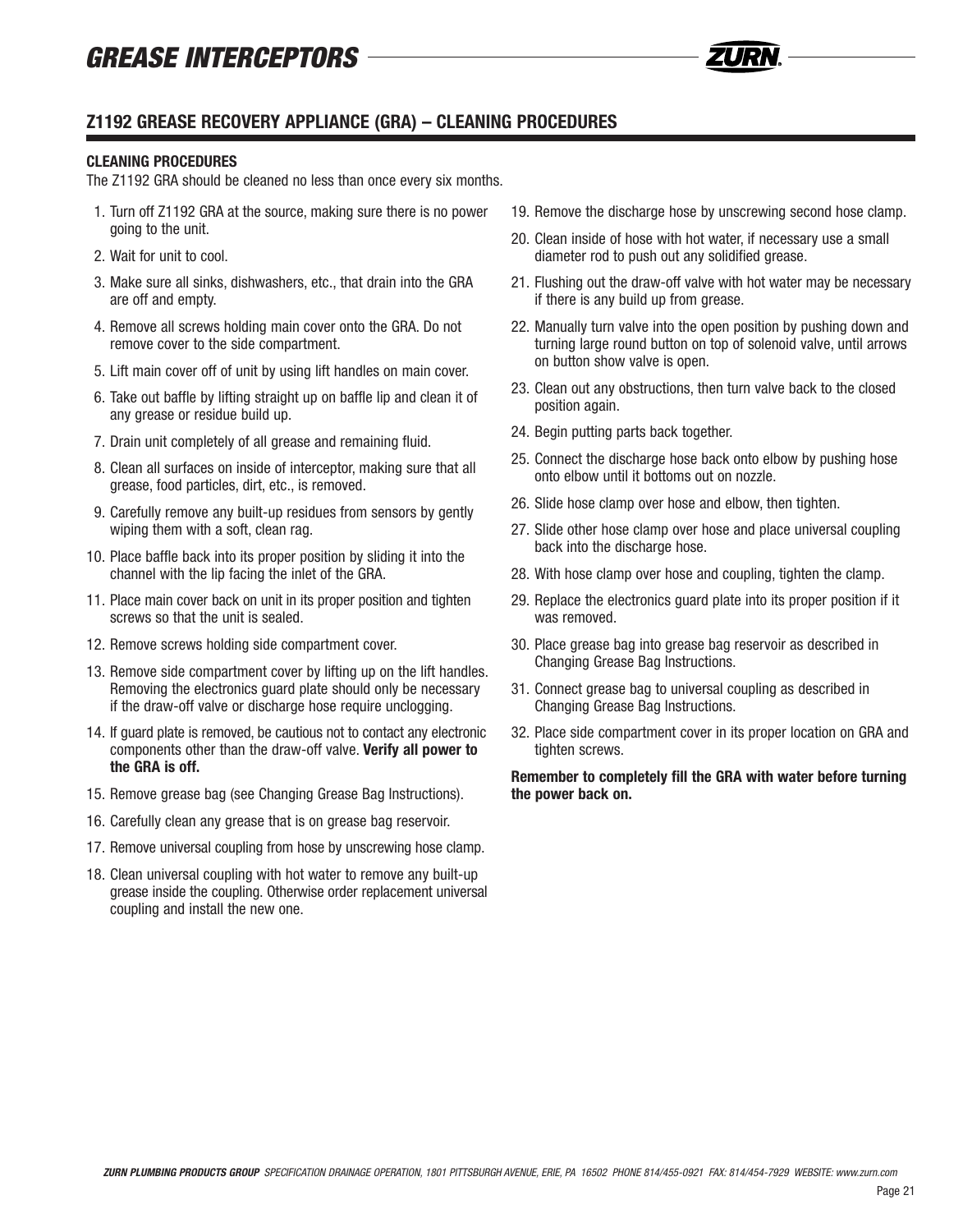## Z1192 GREASE RECOVERY APPLIANCE (GRA) – CLEANING PROCEDURES

### CLEANING PROCEDURES

The Z1192 GRA should be cleaned no less than once every six months.

1. Turn off Z1192 GRA at the source, making sure there is no power going to the unit.
2. Wait for unit to cool.
3. Make sure all sinks, dishwashers, etc., that drain into the GRA are off and empty.
4. Remove all screws holding main cover onto the GRA. Do not remove cover to the side compartment.
5. Lift main cover off of unit by using lift handles on main cover.
6. Take out baffle by lifting straight up on baffle lip and clean it of any grease or residue build up.
7. Drain unit completely of all grease and remaining fluid.
8. Clean all surfaces on inside of interceptor, making sure that all grease, food particles, dirt, etc., is removed.
9. Carefully remove any built-up residues from sensors by gently wiping them with a soft, clean rag.
10. Place baffle back into its proper position by sliding it into the channel with the lip facing the inlet of the GRA.
11. Place main cover back on unit in its proper position and tighten screws so that the unit is sealed.
12. Remove screws holding side compartment cover.
13. Remove side compartment cover by lifting up on the lift handles. Removing the electronics guard plate should only be necessary if the draw-off valve or discharge hose require unclogging.
14. If guard plate is removed, be cautious not to contact any electronic components other than the draw-off valve. **Verify all power to the GRA is off.**
15. Remove grease bag (see Changing Grease Bag Instructions).
16. Carefully clean any grease that is on grease bag reservoir.
17. Remove universal coupling from hose by unscrewing hose clamp.
18. Clean universal coupling with hot water to remove any built-up grease inside the coupling. Otherwise order replacement universal coupling and install the new one.
19. Remove the discharge hose by unscrewing second hose clamp.
20. Clean inside of hose with hot water, if necessary use a small diameter rod to push out any solidified grease.
21. Flushing out the draw-off valve with hot water may be necessary if there is any build up from grease.
22. Manually turn valve into the open position by pushing down and turning large round button on top of solenoid valve, until arrows on button show valve is open.
23. Clean out any obstructions, then turn valve back to the closed position again.
24. Begin putting parts back together.
25. Connect the discharge hose back onto elbow by pushing hose onto elbow until it bottoms out on nozzle.
26. Slide hose clamp over hose and elbow, then tighten.
27. Slide other hose clamp over hose and place universal coupling back into the discharge hose.
28. With hose clamp over hose and coupling, tighten the clamp.
29. Replace the electronics guard plate into its proper position if it was removed.
30. Place grease bag into grease bag reservoir as described in Changing Grease Bag Instructions.
31. Connect grease bag to universal coupling as described in Changing Grease Bag Instructions.
32. Place side compartment cover in its proper location on GRA and tighten screws.

**Remember to completely fill the GRA with water before turning the power back on.**